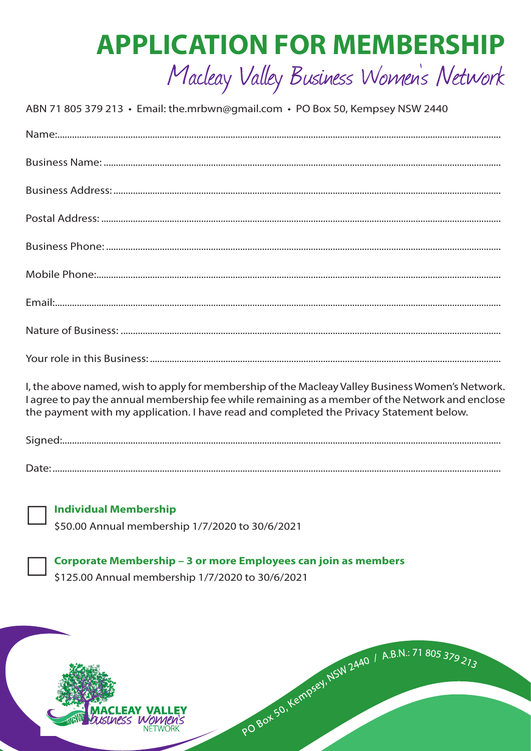# APPLICATION FOR MEMBERSHIP

## Macleay Valley Business Women's Network

ABN 71 805 379 213 • Email: the.mrbwn@gmail.com • PO Box 50, Kempsey NSW 2440

Name:..................................................................................................................................................

Business Name: ..................................................................................................................................

Business Address: ..............................................................................................................................

Postal Address: ...................................................................................................................................

Business Phone: ..................................................................................................................................

Mobile Phone:......................................................................................................................................

Email:....................................................................................................................................................

Nature of Business: ............................................................................................................................

Your role in this Business: ..................................................................................................................

I, the above named, wish to apply for membership of the Macleay Valley Business Women's Network. I agree to pay the annual membership fee while remaining as a member of the Network and enclose the payment with my application. I have read and completed the Privacy Statement below.

Signed:..................................................................................................................................................

Date: ....................................................................................................................................................

☐ **Individual Membership**
$50.00 Annual membership 1/7/2020 to 30/6/2021

☐ **Corporate Membership – 3 or more Employees can join as members**
$125.00 Annual membership 1/7/2020 to 30/6/2021

MACLEAY VALLEY business women's NETWORK

PO Box 50, Kempsey, NSW 2440 / A.B.N.: 71 805 379 213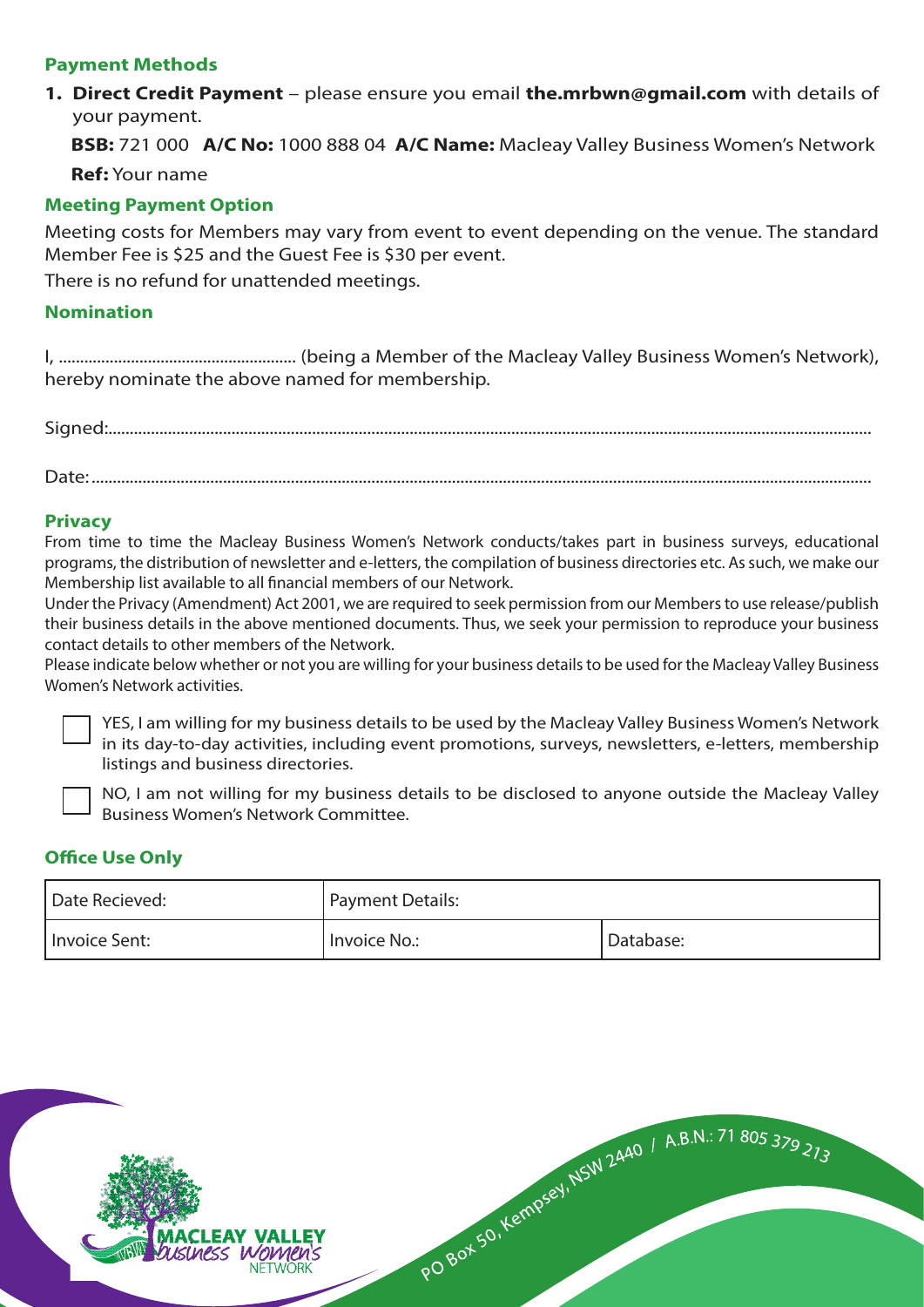### Payment Methods

1. **Direct Credit Payment** – please ensure you email **the.mrbwn@gmail.com** with details of your payment.

   **BSB:** 721 000 **A/C No:** 1000 888 04 **A/C Name:** Macleay Valley Business Women's Network

   **Ref:** Your name

### Meeting Payment Option

Meeting costs for Members may vary from event to event depending on the venue. The standard Member Fee is $25 and the Guest Fee is $30 per event.

There is no refund for unattended meetings.

### Nomination

I, ....................................................... (being a Member of the Macleay Valley Business Women's Network), hereby nominate the above named for membership.

Signed:..........................................................................................................................................................

Date:..............................................................................................................................................................

### Privacy

From time to time the Macleay Business Women's Network conducts/takes part in business surveys, educational programs, the distribution of newsletter and e-letters, the compilation of business directories etc. As such, we make our Membership list available to all financial members of our Network.

Under the Privacy (Amendment) Act 2001, we are required to seek permission from our Members to use release/publish their business details in the above mentioned documents. Thus, we seek your permission to reproduce your business contact details to other members of the Network.

Please indicate below whether or not you are willing for your business details to be used for the Macleay Valley Business Women's Network activities.

☐ YES, I am willing for my business details to be used by the Macleay Valley Business Women's Network in its day-to-day activities, including event promotions, surveys, newsletters, e-letters, membership listings and business directories.

☐ NO, I am not willing for my business details to be disclosed to anyone outside the Macleay Valley Business Women's Network Committee.

### Office Use Only

| | | |
|---|---|---|
| Date Recieved: | Payment Details: | |
| Invoice Sent: | Invoice No.: | Database: |

MACLEAY VALLEY business women's NETWORK

PO Box 50, Kempsey, NSW 2440 / A.B.N.: 71 805 379 213